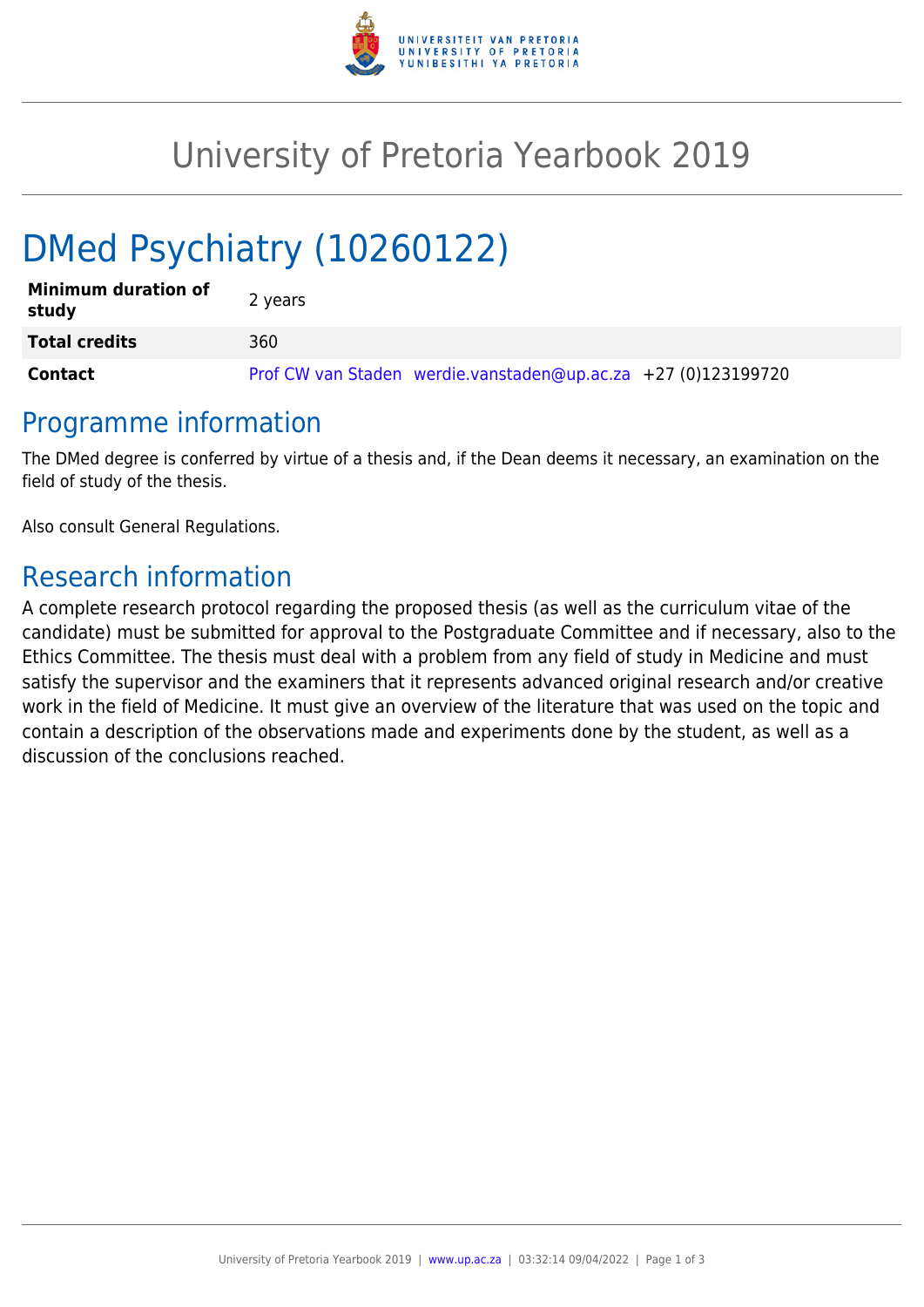# University of Pretoria Yearbook 2019

# DMed Psychiatry (10260122)

| | |
|---|---|
| **Minimum duration of study** | 2 years |
| **Total credits** | 360 |
| **Contact** | Prof CW van Staden werdie.vanstaden@up.ac.za +27 (0)123199720 |

## Programme information

The DMed degree is conferred by virtue of a thesis and, if the Dean deems it necessary, an examination on the field of study of the thesis.

Also consult General Regulations.

## Research information

A complete research protocol regarding the proposed thesis (as well as the curriculum vitae of the candidate) must be submitted for approval to the Postgraduate Committee and if necessary, also to the Ethics Committee. The thesis must deal with a problem from any field of study in Medicine and must satisfy the supervisor and the examiners that it represents advanced original research and/or creative work in the field of Medicine. It must give an overview of the literature that was used on the topic and contain a description of the observations made and experiments done by the student, as well as a discussion of the conclusions reached.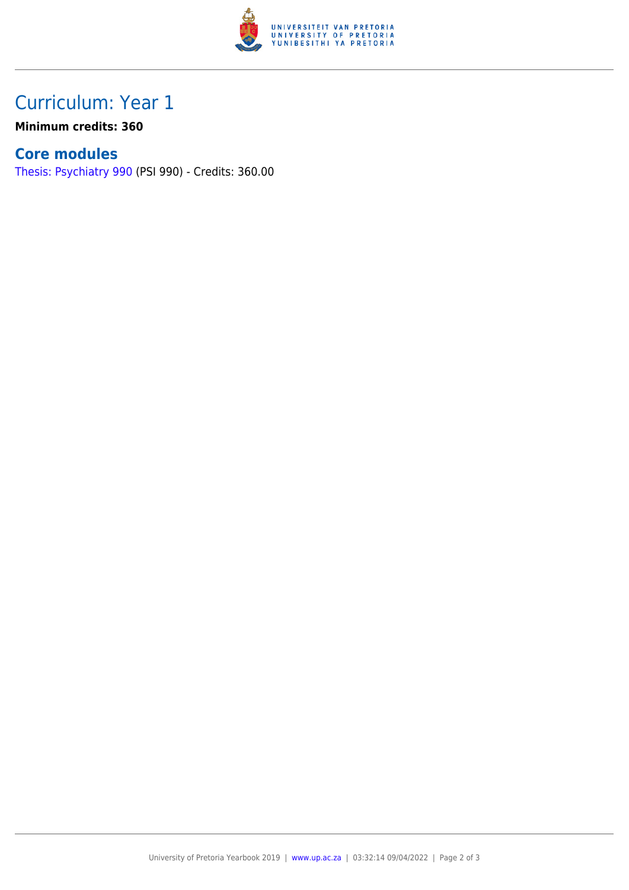# Curriculum: Year 1

**Minimum credits: 360**

## Core modules

Thesis: Psychiatry 990 (PSI 990) - Credits: 360.00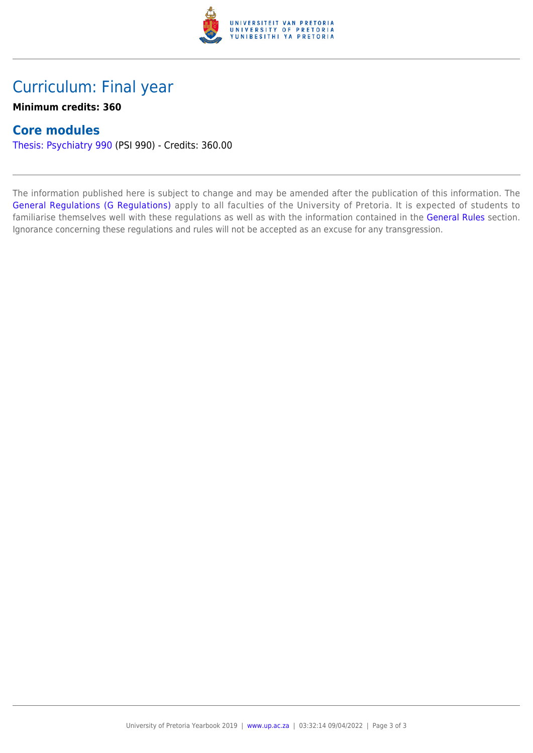## Curriculum: Final year

**Minimum credits: 360**

### Core modules

Thesis: Psychiatry 990 (PSI 990) - Credits: 360.00

The information published here is subject to change and may be amended after the publication of this information. The General Regulations (G Regulations) apply to all faculties of the University of Pretoria. It is expected of students to familiarise themselves well with these regulations as well as with the information contained in the General Rules section. Ignorance concerning these regulations and rules will not be accepted as an excuse for any transgression.